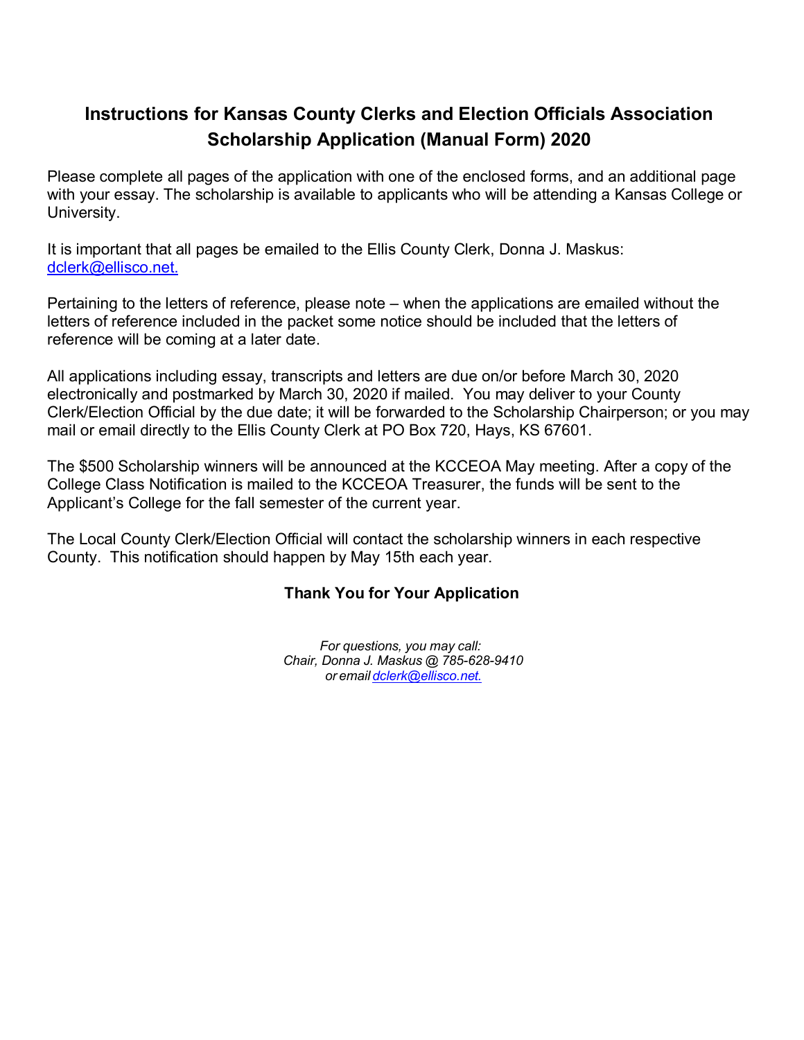# Instructions for Kansas County Clerks and Election Officials Association Scholarship Application (Manual Form) 2020

Please complete all pages of the application with one of the enclosed forms, and an additional page with your essay. The scholarship is available to applicants who will be attending a Kansas College or University.

It is important that all pages be emailed to the Ellis County Clerk, Donna J. Maskus: dclerk@ellisco.net.

Pertaining to the letters of reference, please note – when the applications are emailed without the letters of reference included in the packet some notice should be included that the letters of reference will be coming at a later date.

All applications including essay, transcripts and letters are due on/or before March 30, 2020 electronically and postmarked by March 30, 2020 if mailed. You may deliver to your County Clerk/Election Official by the due date; it will be forwarded to the Scholarship Chairperson; or you may mail or email directly to the Ellis County Clerk at PO Box 720, Hays, KS 67601.

The $500 Scholarship winners will be announced at the KCCEOA May meeting. After a copy of the College Class Notification is mailed to the KCCEOA Treasurer, the funds will be sent to the Applicant's College for the fall semester of the current year.

The Local County Clerk/Election Official will contact the scholarship winners in each respective County. This notification should happen by May 15th each year.

**Thank You for Your Application**

*For questions, you may call:*
*Chair, Donna J. Maskus @ 785-628-9410*
*or email dclerk@ellisco.net.*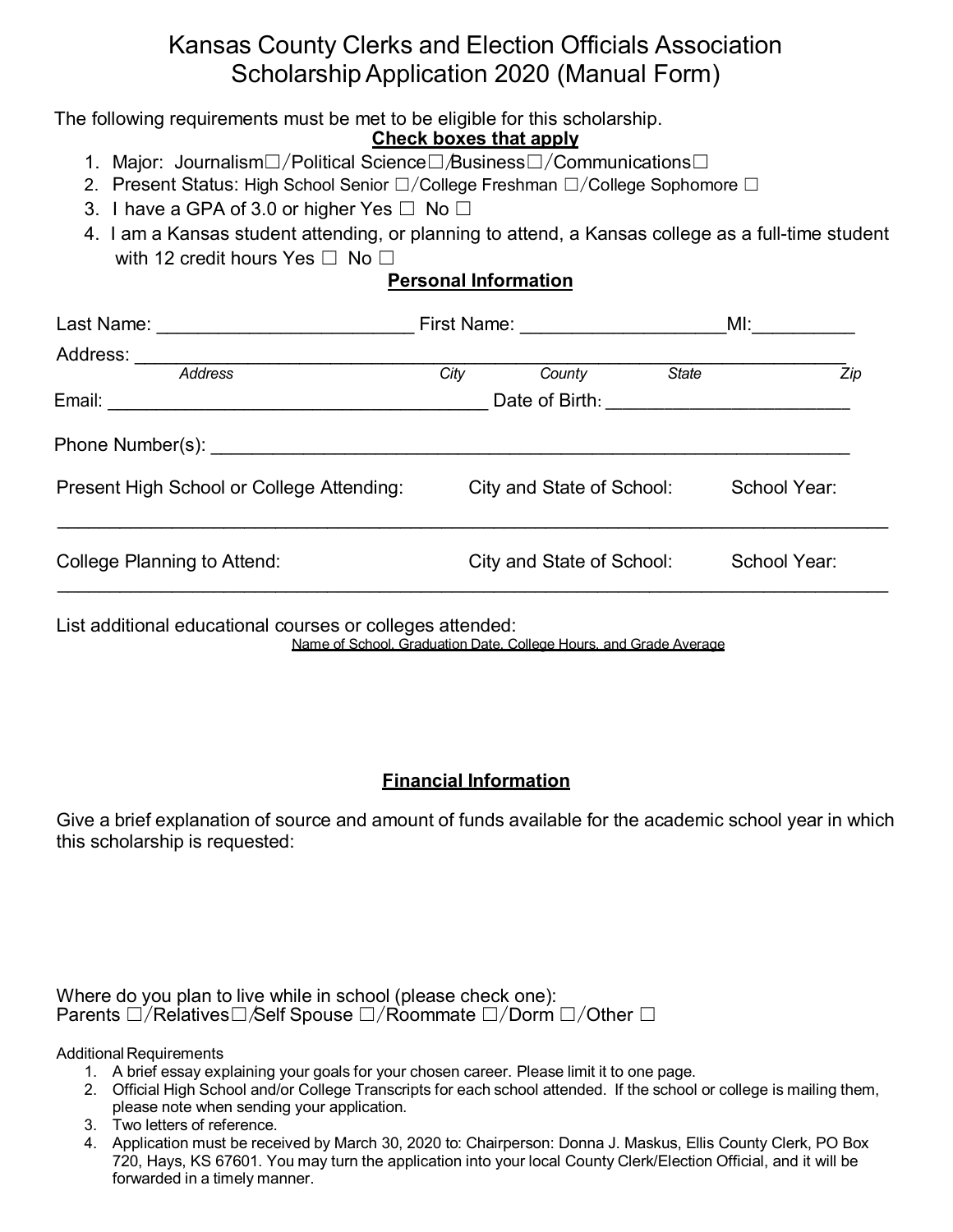# Kansas County Clerks and Election Officials Association Scholarship Application 2020 (Manual Form)

The following requirements must be met to be eligible for this scholarship.

**Check boxes that apply**

1. Major: Journalism☐/Political Science☐/Business☐/Communications☐
2. Present Status: High School Senior ☐/College Freshman ☐/College Sophomore ☐
3. I have a GPA of 3.0 or higher Yes ☐ No ☐
4. I am a Kansas student attending, or planning to attend, a Kansas college as a full-time student with 12 credit hours Yes ☐ No ☐

**Personal Information**

Last Name: ________________________ First Name: ___________________MI:__________

Address: _____________________________________________________________________

*Address* *City* *County* *State* *Zip*

Email: ____________________________________ Date of Birth: ________________________

Phone Number(s): ____________________________________________________________

Present High School or College Attending: City and State of School: School Year:

______________________________________________________________________________

College Planning to Attend: City and State of School: School Year:

______________________________________________________________________________

List additional educational courses or colleges attended:

Name of School, Graduation Date, College Hours, and Grade Average

**Financial Information**

Give a brief explanation of source and amount of funds available for the academic school year in which this scholarship is requested:

Where do you plan to live while in school (please check one):
Parents ☐/Relatives☐/Self Spouse ☐/Roommate ☐/Dorm ☐/Other ☐

Additional Requirements

1. A brief essay explaining your goals for your chosen career. Please limit it to one page.
2. Official High School and/or College Transcripts for each school attended. If the school or college is mailing them, please note when sending your application.
3. Two letters of reference.
4. Application must be received by March 30, 2020 to: Chairperson: Donna J. Maskus, Ellis County Clerk, PO Box 720, Hays, KS 67601. You may turn the application into your local County Clerk/Election Official, and it will be forwarded in a timely manner.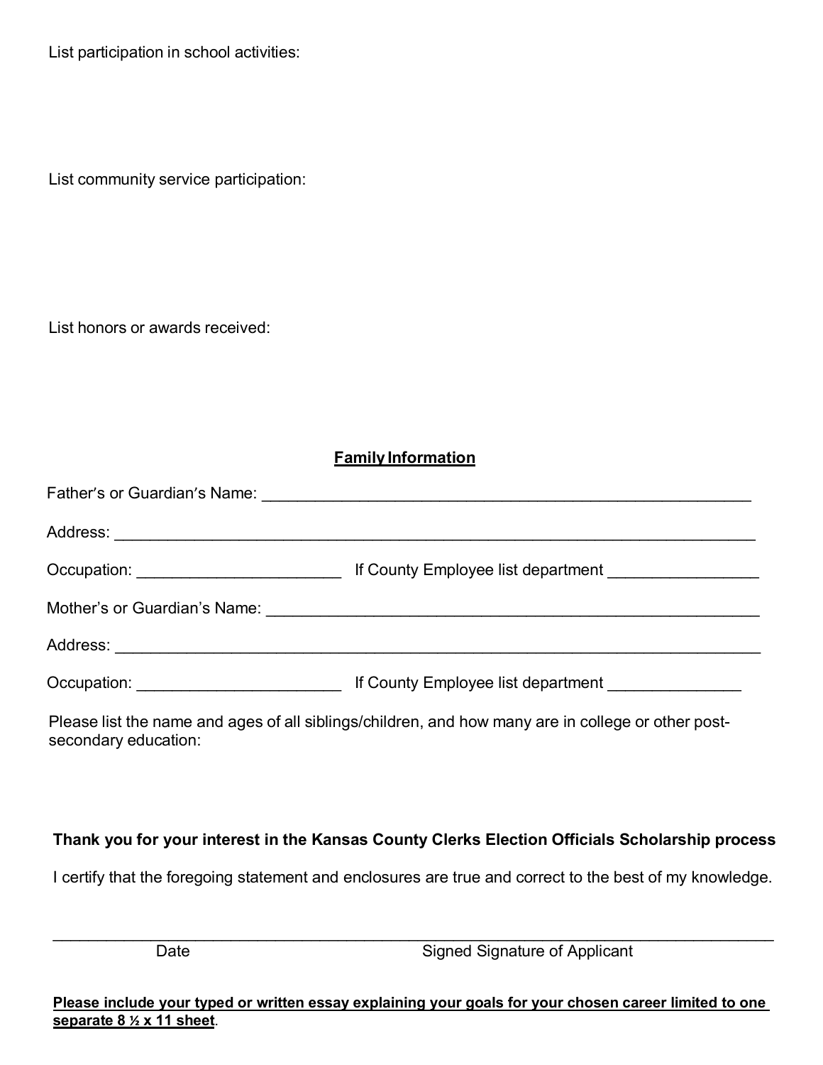List participation in school activities:

List community service participation:

List honors or awards received:

**Family Information**

Father's or Guardian's Name: ___________________________________________________________

Address: ______________________________________________________________________________

Occupation: _______________________ If County Employee list department _________________

Mother's or Guardian's Name: __________________________________________________________

Address: ______________________________________________________________________________

Occupation: _______________________ If County Employee list department _______________

Please list the name and ages of all siblings/children, and how many are in college or other post-secondary education:

**Thank you for your interest in the Kansas County Clerks Election Officials Scholarship process**

I certify that the foregoing statement and enclosures are true and correct to the best of my knowledge.

_______________________________________________________________________________________

Date                                        Signed Signature of Applicant

**Please include your typed or written essay explaining your goals for your chosen career limited to one separate 8 ½ x 11 sheet**.